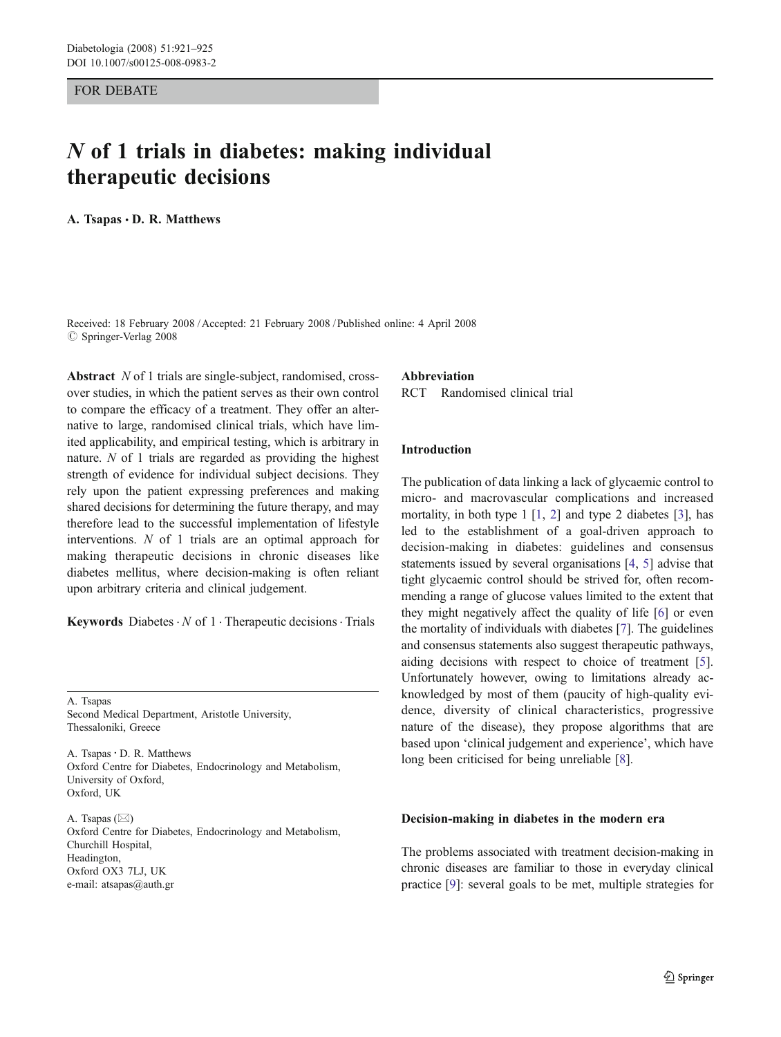FOR DEBATE

# *N* of 1 trials in diabetes: making individual therapeutic decisions

**A. Tsapas · D. R. Matthews**

Received: 18 February 2008 / Accepted: 21 February 2008 / Published online: 4 April 2008
© Springer-Verlag 2008

**Abstract** *N* of 1 trials are single-subject, randomised, crossover studies, in which the patient serves as their own control to compare the efficacy of a treatment. They offer an alternative to large, randomised clinical trials, which have limited applicability, and empirical testing, which is arbitrary in nature. *N* of 1 trials are regarded as providing the highest strength of evidence for individual subject decisions. They rely upon the patient expressing preferences and making shared decisions for determining the future therapy, and may therefore lead to the successful implementation of lifestyle interventions. *N* of 1 trials are an optimal approach for making therapeutic decisions in chronic diseases like diabetes mellitus, where decision-making is often reliant upon arbitrary criteria and clinical judgement.

**Keywords** Diabetes · *N* of 1 · Therapeutic decisions · Trials

A. Tsapas
Second Medical Department, Aristotle University,
Thessaloniki, Greece

A. Tsapas · D. R. Matthews
Oxford Centre for Diabetes, Endocrinology and Metabolism,
University of Oxford,
Oxford, UK

A. Tsapas (✉)
Oxford Centre for Diabetes, Endocrinology and Metabolism,
Churchill Hospital,
Headington,
Oxford OX3 7LJ, UK
e-mail: atsapas@auth.gr

**Abbreviation**
RCT Randomised clinical trial

## Introduction

The publication of data linking a lack of glycaemic control to micro- and macrovascular complications and increased mortality, in both type 1 [1, 2] and type 2 diabetes [3], has led to the establishment of a goal-driven approach to decision-making in diabetes: guidelines and consensus statements issued by several organisations [4, 5] advise that tight glycaemic control should be strived for, often recommending a range of glucose values limited to the extent that they might negatively affect the quality of life [6] or even the mortality of individuals with diabetes [7]. The guidelines and consensus statements also suggest therapeutic pathways, aiding decisions with respect to choice of treatment [5]. Unfortunately however, owing to limitations already acknowledged by most of them (paucity of high-quality evidence, diversity of clinical characteristics, progressive nature of the disease), they propose algorithms that are based upon 'clinical judgement and experience', which have long been criticised for being unreliable [8].

## Decision-making in diabetes in the modern era

The problems associated with treatment decision-making in chronic diseases are familiar to those in everyday clinical practice [9]: several goals to be met, multiple strategies for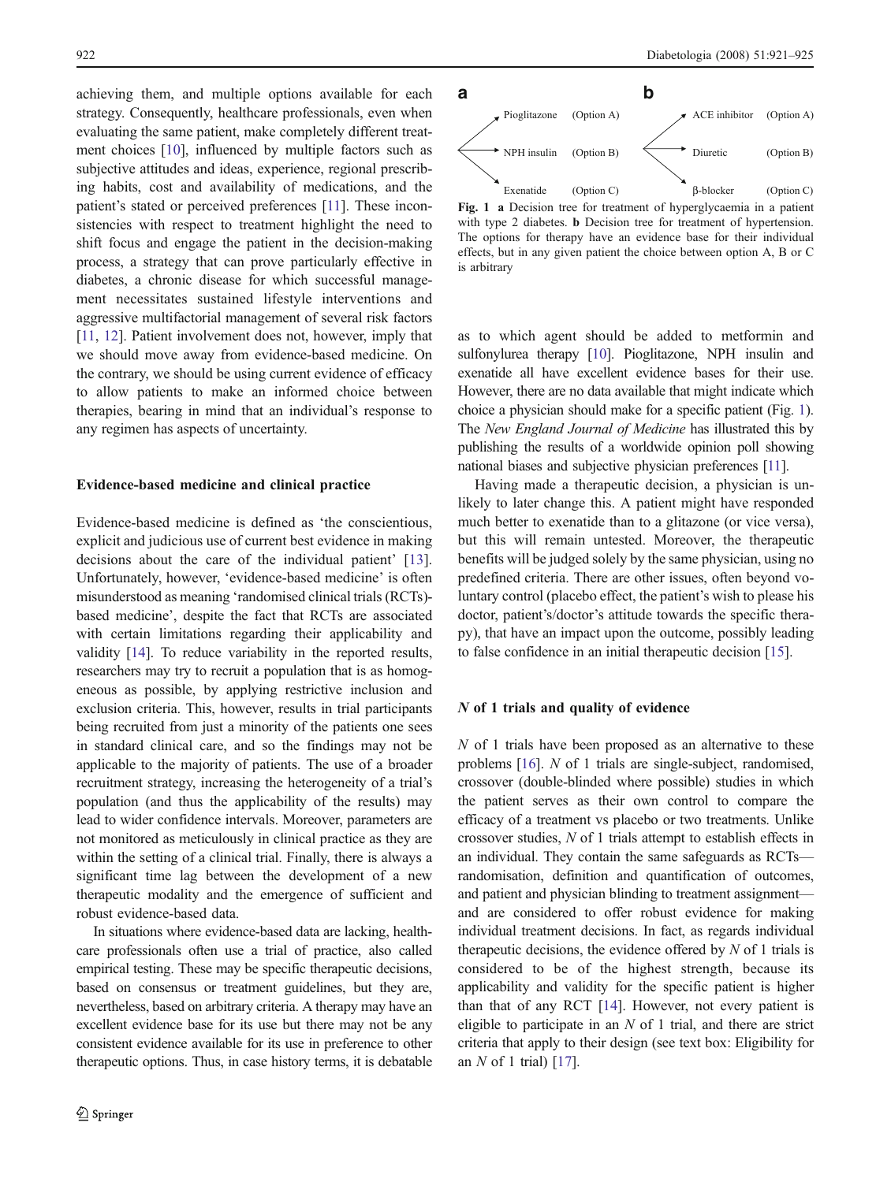achieving them, and multiple options available for each strategy. Consequently, healthcare professionals, even when evaluating the same patient, make completely different treatment choices [10], influenced by multiple factors such as subjective attitudes and ideas, experience, regional prescribing habits, cost and availability of medications, and the patient's stated or perceived preferences [11]. These inconsistencies with respect to treatment highlight the need to shift focus and engage the patient in the decision-making process, a strategy that can prove particularly effective in diabetes, a chronic disease for which successful management necessitates sustained lifestyle interventions and aggressive multifactorial management of several risk factors [11, 12]. Patient involvement does not, however, imply that we should move away from evidence-based medicine. On the contrary, we should be using current evidence of efficacy to allow patients to make an informed choice between therapies, bearing in mind that an individual's response to any regimen has aspects of uncertainty.

## Evidence-based medicine and clinical practice

Evidence-based medicine is defined as 'the conscientious, explicit and judicious use of current best evidence in making decisions about the care of the individual patient' [13]. Unfortunately, however, 'evidence-based medicine' is often misunderstood as meaning 'randomised clinical trials (RCTs)-based medicine', despite the fact that RCTs are associated with certain limitations regarding their applicability and validity [14]. To reduce variability in the reported results, researchers may try to recruit a population that is as homogeneous as possible, by applying restrictive inclusion and exclusion criteria. This, however, results in trial participants being recruited from just a minority of the patients one sees in standard clinical care, and so the findings may not be applicable to the majority of patients. The use of a broader recruitment strategy, increasing the heterogeneity of a trial's population (and thus the applicability of the results) may lead to wider confidence intervals. Moreover, parameters are not monitored as meticulously in clinical practice as they are within the setting of a clinical trial. Finally, there is always a significant time lag between the development of a new therapeutic modality and the emergence of sufficient and robust evidence-based data.

In situations where evidence-based data are lacking, healthcare professionals often use a trial of practice, also called empirical testing. These may be specific therapeutic decisions, based on consensus or treatment guidelines, but they are, nevertheless, based on arbitrary criteria. A therapy may have an excellent evidence base for its use but there may not be any consistent evidence available for its use in preference to other therapeutic options. Thus, in case history terms, it is debatable

**a**

Pioglitazone (Option A)
NPH insulin (Option B)
Exenatide (Option C)

**b**

ACE inhibitor (Option A)
Diuretic (Option B)
β-blocker (Option C)

**Fig. 1** **a** Decision tree for treatment of hyperglycaemia in a patient with type 2 diabetes. **b** Decision tree for treatment of hypertension. The options for therapy have an evidence base for their individual effects, but in any given patient the choice between option A, B or C is arbitrary

as to which agent should be added to metformin and sulfonylurea therapy [10]. Pioglitazone, NPH insulin and exenatide all have excellent evidence bases for their use. However, there are no data available that might indicate which choice a physician should make for a specific patient (Fig. 1). The *New England Journal of Medicine* has illustrated this by publishing the results of a worldwide opinion poll showing national biases and subjective physician preferences [11].

Having made a therapeutic decision, a physician is unlikely to later change this. A patient might have responded much better to exenatide than to a glitazone (or vice versa), but this will remain untested. Moreover, the therapeutic benefits will be judged solely by the same physician, using no predefined criteria. There are other issues, often beyond voluntary control (placebo effect, the patient's wish to please his doctor, patient's/doctor's attitude towards the specific therapy), that have an impact upon the outcome, possibly leading to false confidence in an initial therapeutic decision [15].

## *N* of 1 trials and quality of evidence

*N* of 1 trials have been proposed as an alternative to these problems [16]. *N* of 1 trials are single-subject, randomised, crossover (double-blinded where possible) studies in which the patient serves as their own control to compare the efficacy of a treatment vs placebo or two treatments. Unlike crossover studies, *N* of 1 trials attempt to establish effects in an individual. They contain the same safeguards as RCTs—randomisation, definition and quantification of outcomes, and patient and physician blinding to treatment assignment—and are considered to offer robust evidence for making individual treatment decisions. In fact, as regards individual therapeutic decisions, the evidence offered by *N* of 1 trials is considered to be of the highest strength, because its applicability and validity for the specific patient is higher than that of any RCT [14]. However, not every patient is eligible to participate in an *N* of 1 trial, and there are strict criteria that apply to their design (see text box: Eligibility for an *N* of 1 trial) [17].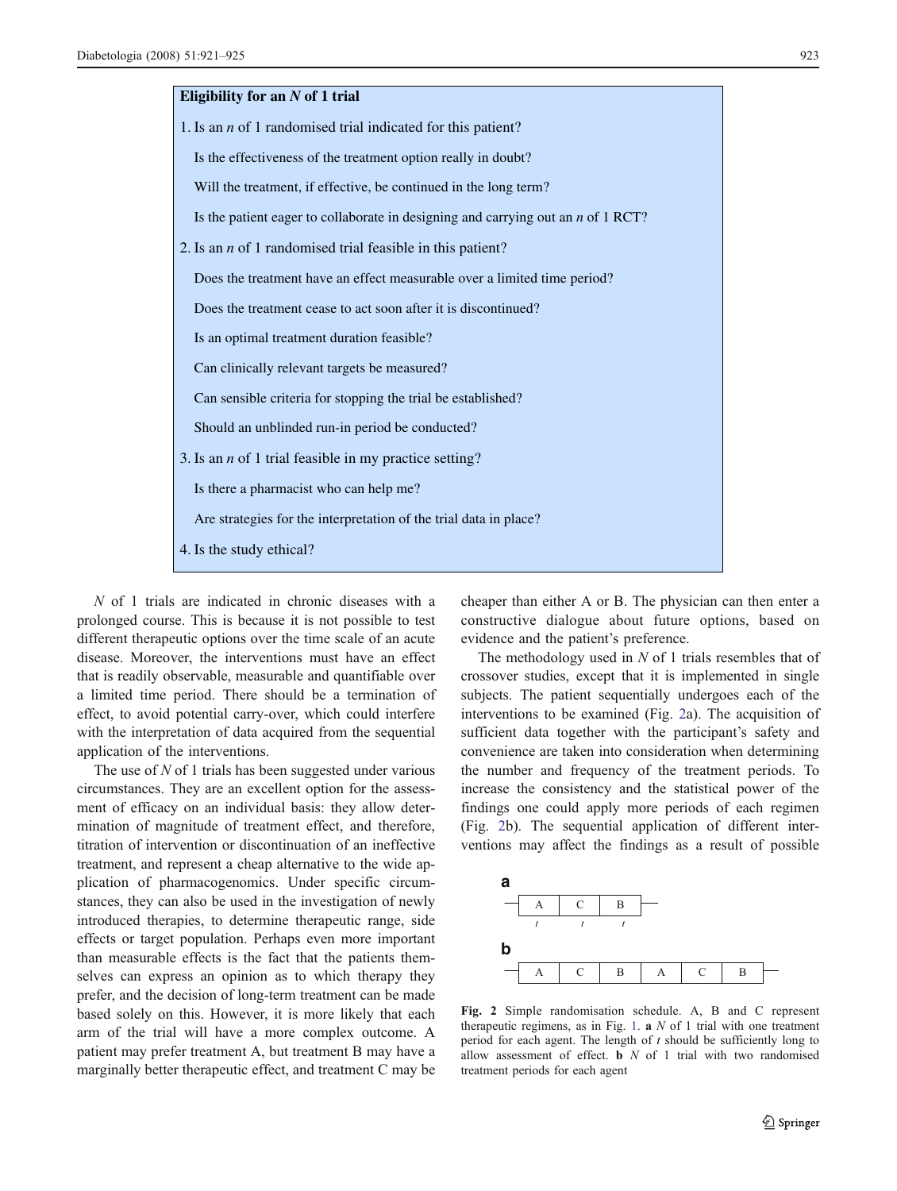**Eligibility for an *N* of 1 trial**

1. Is an *n* of 1 randomised trial indicated for this patient?

   Is the effectiveness of the treatment option really in doubt?

   Will the treatment, if effective, be continued in the long term?

   Is the patient eager to collaborate in designing and carrying out an *n* of 1 RCT?

2. Is an *n* of 1 randomised trial feasible in this patient?

   Does the treatment have an effect measurable over a limited time period?

   Does the treatment cease to act soon after it is discontinued?

   Is an optimal treatment duration feasible?

   Can clinically relevant targets be measured?

   Can sensible criteria for stopping the trial be established?

   Should an unblinded run-in period be conducted?

3. Is an *n* of 1 trial feasible in my practice setting?

   Is there a pharmacist who can help me?

   Are strategies for the interpretation of the trial data in place?

4. Is the study ethical?

*N* of 1 trials are indicated in chronic diseases with a prolonged course. This is because it is not possible to test different therapeutic options over the time scale of an acute disease. Moreover, the interventions must have an effect that is readily observable, measurable and quantifiable over a limited time period. There should be a termination of effect, to avoid potential carry-over, which could interfere with the interpretation of data acquired from the sequential application of the interventions.

The use of *N* of 1 trials has been suggested under various circumstances. They are an excellent option for the assessment of efficacy on an individual basis: they allow determination of magnitude of treatment effect, and therefore, titration of intervention or discontinuation of an ineffective treatment, and represent a cheap alternative to the wide application of pharmacogenomics. Under specific circumstances, they can also be used in the investigation of newly introduced therapies, to determine therapeutic range, side effects or target population. Perhaps even more important than measurable effects is the fact that the patients themselves can express an opinion as to which therapy they prefer, and the decision of long-term treatment can be made based solely on this. However, it is more likely that each arm of the trial will have a more complex outcome. A patient may prefer treatment A, but treatment B may have a marginally better therapeutic effect, and treatment C may be cheaper than either A or B. The physician can then enter a constructive dialogue about future options, based on evidence and the patient's preference.

The methodology used in *N* of 1 trials resembles that of crossover studies, except that it is implemented in single subjects. The patient sequentially undergoes each of the interventions to be examined (Fig. 2a). The acquisition of sufficient data together with the participant's safety and convenience are taken into consideration when determining the number and frequency of the treatment periods. To increase the consistency and the statistical power of the findings one could apply more periods of each regimen (Fig. 2b). The sequential application of different interventions may affect the findings as a result of possible

**a**

| A | C | B |
|---|---|---|
| *t* | *t* | *t* |

**b**

| A | C | B | A | C | B |
|---|---|---|---|---|---|

**Fig. 2** Simple randomisation schedule. A, B and C represent therapeutic regimens, as in Fig. 1. **a** *N* of 1 trial with one treatment period for each agent. The length of *t* should be sufficiently long to allow assessment of effect. **b** *N* of 1 trial with two randomised treatment periods for each agent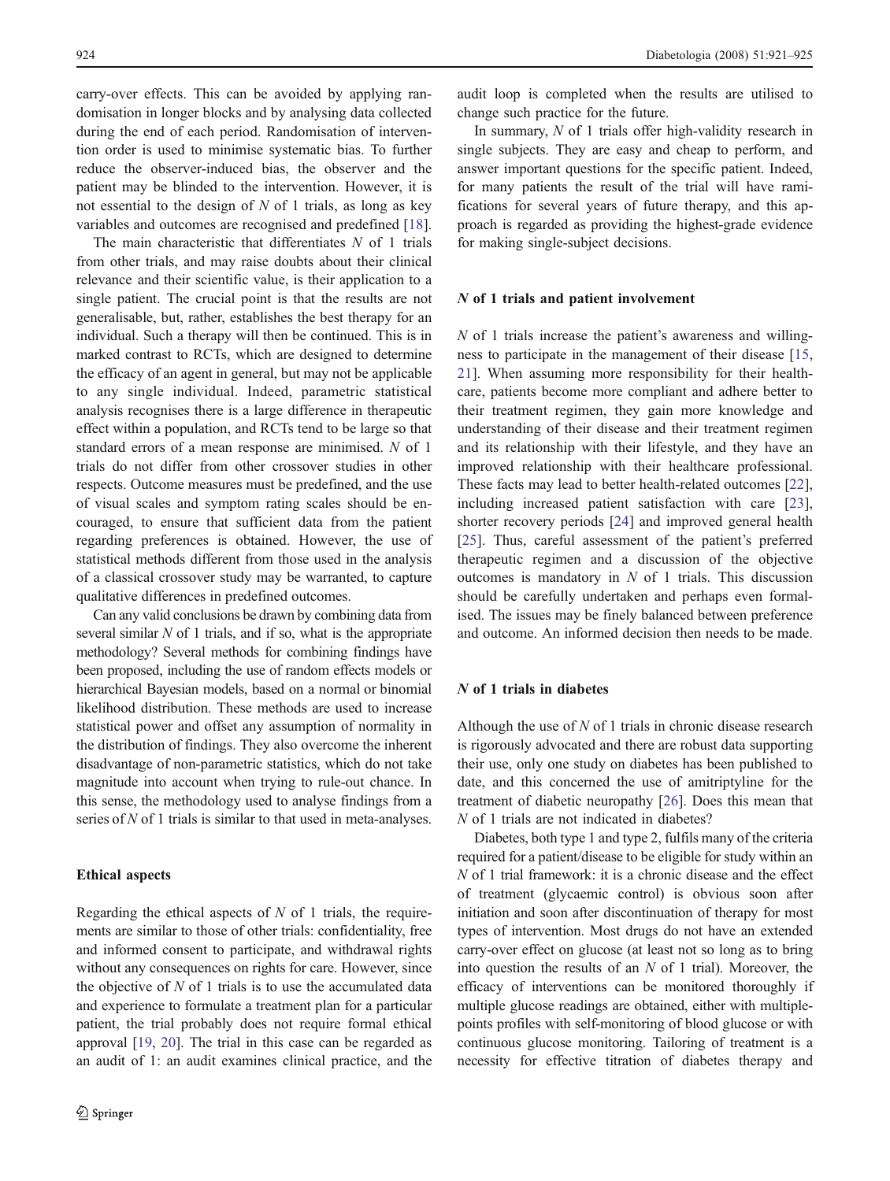carry-over effects. This can be avoided by applying randomisation in longer blocks and by analysing data collected during the end of each period. Randomisation of intervention order is used to minimise systematic bias. To further reduce the observer-induced bias, the observer and the patient may be blinded to the intervention. However, it is not essential to the design of *N* of 1 trials, as long as key variables and outcomes are recognised and predefined [18].

The main characteristic that differentiates *N* of 1 trials from other trials, and may raise doubts about their clinical relevance and their scientific value, is their application to a single patient. The crucial point is that the results are not generalisable, but, rather, establishes the best therapy for an individual. Such a therapy will then be continued. This is in marked contrast to RCTs, which are designed to determine the efficacy of an agent in general, but may not be applicable to any single individual. Indeed, parametric statistical analysis recognises there is a large difference in therapeutic effect within a population, and RCTs tend to be large so that standard errors of a mean response are minimised. *N* of 1 trials do not differ from other crossover studies in other respects. Outcome measures must be predefined, and the use of visual scales and symptom rating scales should be encouraged, to ensure that sufficient data from the patient regarding preferences is obtained. However, the use of statistical methods different from those used in the analysis of a classical crossover study may be warranted, to capture qualitative differences in predefined outcomes.

Can any valid conclusions be drawn by combining data from several similar *N* of 1 trials, and if so, what is the appropriate methodology? Several methods for combining findings have been proposed, including the use of random effects models or hierarchical Bayesian models, based on a normal or binomial likelihood distribution. These methods are used to increase statistical power and offset any assumption of normality in the distribution of findings. They also overcome the inherent disadvantage of non-parametric statistics, which do not take magnitude into account when trying to rule-out chance. In this sense, the methodology used to analyse findings from a series of *N* of 1 trials is similar to that used in meta-analyses.

## Ethical aspects

Regarding the ethical aspects of *N* of 1 trials, the requirements are similar to those of other trials: confidentiality, free and informed consent to participate, and withdrawal rights without any consequences on rights for care. However, since the objective of *N* of 1 trials is to use the accumulated data and experience to formulate a treatment plan for a particular patient, the trial probably does not require formal ethical approval [19, 20]. The trial in this case can be regarded as an audit of 1: an audit examines clinical practice, and the audit loop is completed when the results are utilised to change such practice for the future.

In summary, *N* of 1 trials offer high-validity research in single subjects. They are easy and cheap to perform, and answer important questions for the specific patient. Indeed, for many patients the result of the trial will have ramifications for several years of future therapy, and this approach is regarded as providing the highest-grade evidence for making single-subject decisions.

## *N* of 1 trials and patient involvement

*N* of 1 trials increase the patient's awareness and willingness to participate in the management of their disease [15, 21]. When assuming more responsibility for their healthcare, patients become more compliant and adhere better to their treatment regimen, they gain more knowledge and understanding of their disease and their treatment regimen and its relationship with their lifestyle, and they have an improved relationship with their healthcare professional. These facts may lead to better health-related outcomes [22], including increased patient satisfaction with care [23], shorter recovery periods [24] and improved general health [25]. Thus, careful assessment of the patient's preferred therapeutic regimen and a discussion of the objective outcomes is mandatory in *N* of 1 trials. This discussion should be carefully undertaken and perhaps even formalised. The issues may be finely balanced between preference and outcome. An informed decision then needs to be made.

## *N* of 1 trials in diabetes

Although the use of *N* of 1 trials in chronic disease research is rigorously advocated and there are robust data supporting their use, only one study on diabetes has been published to date, and this concerned the use of amitriptyline for the treatment of diabetic neuropathy [26]. Does this mean that *N* of 1 trials are not indicated in diabetes?

Diabetes, both type 1 and type 2, fulfils many of the criteria required for a patient/disease to be eligible for study within an *N* of 1 trial framework: it is a chronic disease and the effect of treatment (glycaemic control) is obvious soon after initiation and soon after discontinuation of therapy for most types of intervention. Most drugs do not have an extended carry-over effect on glucose (at least not so long as to bring into question the results of an *N* of 1 trial). Moreover, the efficacy of interventions can be monitored thoroughly if multiple glucose readings are obtained, either with multiple-points profiles with self-monitoring of blood glucose or with continuous glucose monitoring. Tailoring of treatment is a necessity for effective titration of diabetes therapy and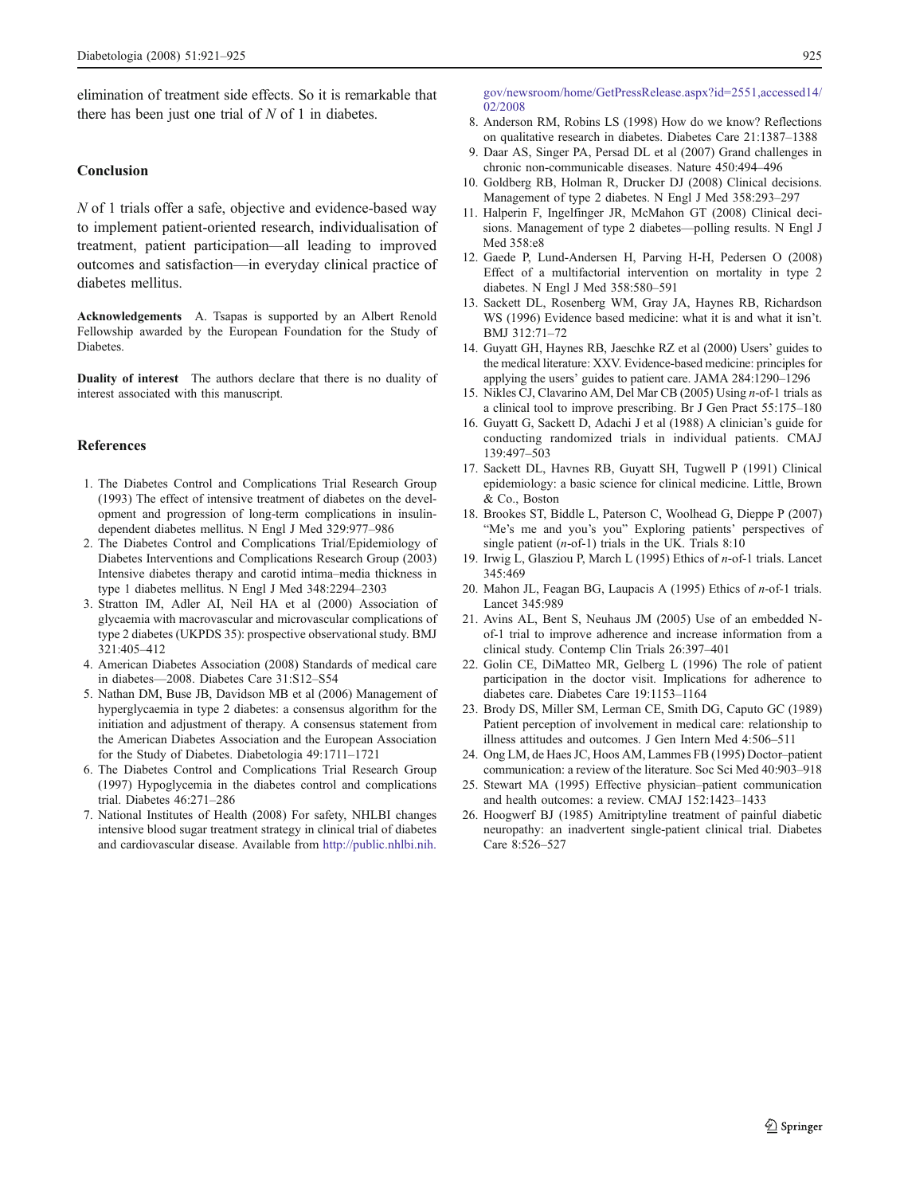elimination of treatment side effects. So it is remarkable that there has been just one trial of *N* of 1 in diabetes.

## Conclusion

*N* of 1 trials offer a safe, objective and evidence-based way to implement patient-oriented research, individualisation of treatment, patient participation—all leading to improved outcomes and satisfaction—in everyday clinical practice of diabetes mellitus.

**Acknowledgements** A. Tsapas is supported by an Albert Renold Fellowship awarded by the European Foundation for the Study of Diabetes.

**Duality of interest** The authors declare that there is no duality of interest associated with this manuscript.

## References

1. The Diabetes Control and Complications Trial Research Group (1993) The effect of intensive treatment of diabetes on the development and progression of long-term complications in insulin-dependent diabetes mellitus. N Engl J Med 329:977–986
2. The Diabetes Control and Complications Trial/Epidemiology of Diabetes Interventions and Complications Research Group (2003) Intensive diabetes therapy and carotid intima–media thickness in type 1 diabetes mellitus. N Engl J Med 348:2294–2303
3. Stratton IM, Adler AI, Neil HA et al (2000) Association of glycaemia with macrovascular and microvascular complications of type 2 diabetes (UKPDS 35): prospective observational study. BMJ 321:405–412
4. American Diabetes Association (2008) Standards of medical care in diabetes—2008. Diabetes Care 31:S12–S54
5. Nathan DM, Buse JB, Davidson MB et al (2006) Management of hyperglycaemia in type 2 diabetes: a consensus algorithm for the initiation and adjustment of therapy. A consensus statement from the American Diabetes Association and the European Association for the Study of Diabetes. Diabetologia 49:1711–1721
6. The Diabetes Control and Complications Trial Research Group (1997) Hypoglycemia in the diabetes control and complications trial. Diabetes 46:271–286
7. National Institutes of Health (2008) For safety, NHLBI changes intensive blood sugar treatment strategy in clinical trial of diabetes and cardiovascular disease. Available from http://public.nhlbi.nih.gov/newsroom/home/GetPressRelease.aspx?id=2551,accessed14/02/2008
8. Anderson RM, Robins LS (1998) How do we know? Reflections on qualitative research in diabetes. Diabetes Care 21:1387–1388
9. Daar AS, Singer PA, Persad DL et al (2007) Grand challenges in chronic non-communicable diseases. Nature 450:494–496
10. Goldberg RB, Holman R, Drucker DJ (2008) Clinical decisions. Management of type 2 diabetes. N Engl J Med 358:293–297
11. Halperin F, Ingelfinger JR, McGahon GT (2008) Clinical decisions. Management of type 2 diabetes—polling results. N Engl J Med 358:e8
12. Gaede P, Lund-Andersen H, Parving H-H, Pedersen O (2008) Effect of a multifactorial intervention on mortality in type 2 diabetes. N Engl J Med 358:580–591
13. Sackett DL, Rosenberg WM, Gray JA, Haynes RB, Richardson WS (1996) Evidence based medicine: what it is and what it isn't. BMJ 312:71–72
14. Guyatt GH, Haynes RB, Jaeschke RZ et al (2000) Users' guides to the medical literature: XXV. Evidence-based medicine: principles for applying the users' guides to patient care. JAMA 284:1290–1296
15. Nikles CJ, Clavarino AM, Del Mar CB (2005) Using *n*-of-1 trials as a clinical tool to improve prescribing. Br J Gen Pract 55:175–180
16. Guyatt G, Sackett D, Adachi J et al (1988) A clinician's guide for conducting randomized trials in individual patients. CMAJ 139:497–503
17. Sackett DL, Havnes RB, Guyatt SH, Tugwell P (1991) Clinical epidemiology: a basic science for clinical medicine. Little, Brown & Co., Boston
18. Brookes ST, Biddle L, Paterson C, Woolhead G, Dieppe P (2007) "Me's me and you's you" Exploring patients' perspectives of single patient (*n*-of-1) trials in the UK. Trials 8:10
19. Irwig L, Glasziou P, March L (1995) Ethics of *n*-of-1 trials. Lancet 345:469
20. Mahon JL, Feagan BG, Laupacis A (1995) Ethics of *n*-of-1 trials. Lancet 345:989
21. Avins AL, Bent S, Neuhaus JM (2005) Use of an embedded N-of-1 trial to improve adherence and increase information from a clinical study. Contemp Clin Trials 26:397–401
22. Golin CE, DiMatteo MR, Gelberg L (1996) The role of patient participation in the doctor visit. Implications for adherence to diabetes care. Diabetes Care 19:1153–1164
23. Brody DS, Miller SM, Lerman CE, Smith DG, Caputo GC (1989) Patient perception of involvement in medical care: relationship to illness attitudes and outcomes. J Gen Intern Med 4:506–511
24. Ong LM, de Haes JC, Hoos AM, Lammes FB (1995) Doctor–patient communication: a review of the literature. Soc Sci Med 40:903–918
25. Stewart MA (1995) Effective physician–patient communication and health outcomes: a review. CMAJ 152:1423–1433
26. Hoogwerf BJ (1985) Amitriptyline treatment of painful diabetic neuropathy: an inadvertent single-patient clinical trial. Diabetes Care 8:526–527